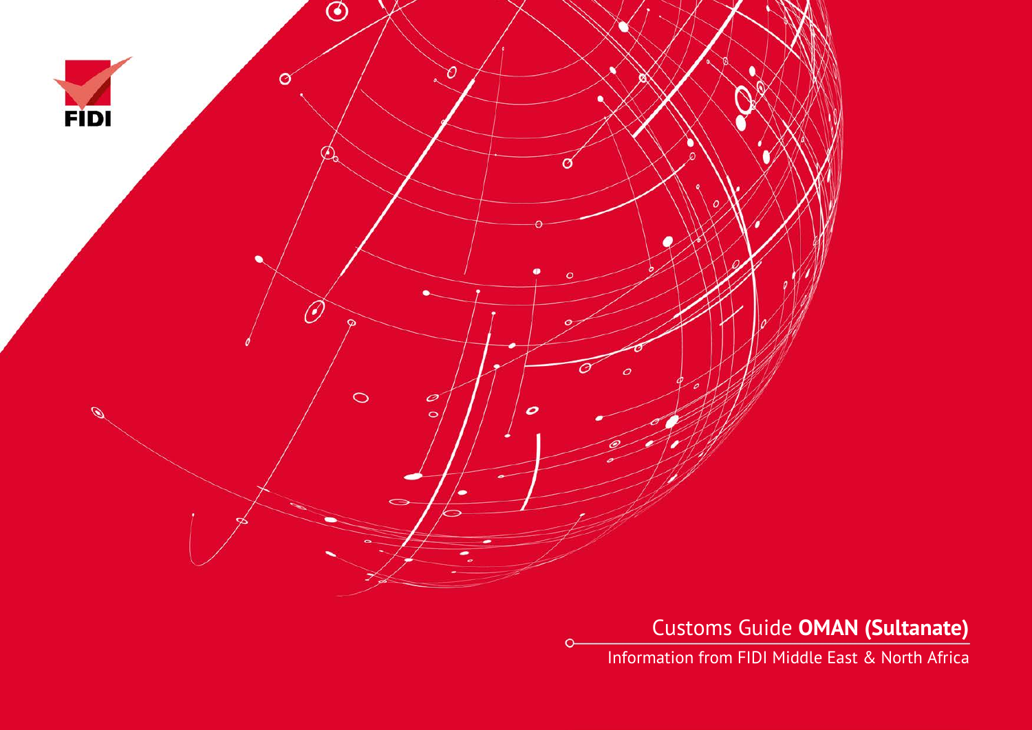FIDI

# Customs Guide **OMAN (Sultanate)**

Information from FIDI Middle East & North Africa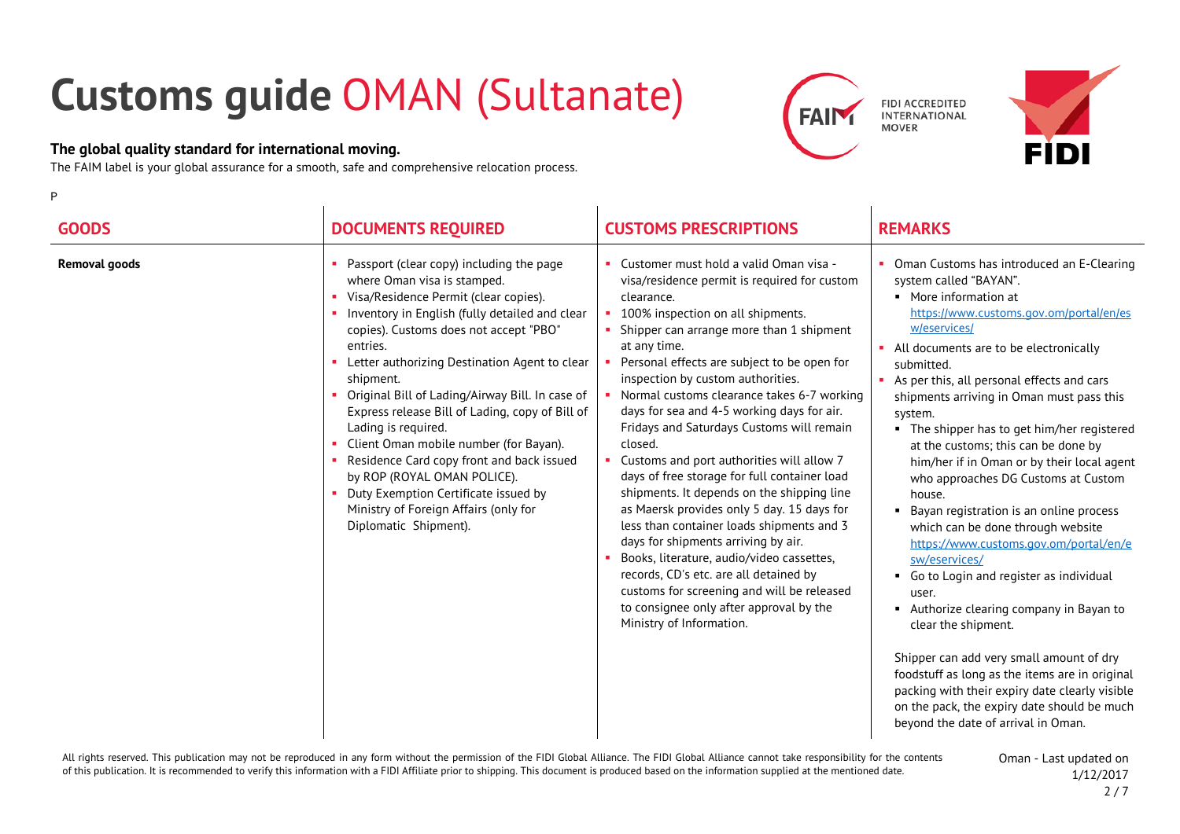# Customs guide OMAN (Sultanate)

**The global quality standard for international moving.**

The FAIM label is your global assurance for a smooth, safe and comprehensive relocation process.

FIDI ACCREDITED INTERNATIONAL MOVER

P

| GOODS | DOCUMENTS REQUIRED | CUSTOMS PRESCRIPTIONS | REMARKS |
|---|---|---|---|
| **Removal goods** | • Passport (clear copy) including the page where Oman visa is stamped.<br>• Visa/Residence Permit (clear copies).<br>• Inventory in English (fully detailed and clear copies). Customs does not accept "PBO" entries.<br>• Letter authorizing Destination Agent to clear shipment.<br>• Original Bill of Lading/Airway Bill. In case of Express release Bill of Lading, copy of Bill of Lading is required.<br>• Client Oman mobile number (for Bayan).<br>• Residence Card copy front and back issued by ROP (ROYAL OMAN POLICE).<br>• Duty Exemption Certificate issued by Ministry of Foreign Affairs (only for Diplomatic Shipment). | • Customer must hold a valid Oman visa - visa/residence permit is required for custom clearance.<br>• 100% inspection on all shipments.<br>• Shipper can arrange more than 1 shipment at any time.<br>• Personal effects are subject to be open for inspection by custom authorities.<br>• Normal customs clearance takes 6-7 working days for sea and 4-5 working days for air. Fridays and Saturdays Customs will remain closed.<br>• Customs and port authorities will allow 7 days of free storage for full container load shipments. It depends on the shipping line as Maersk provides only 5 day. 15 days for less than container loads shipments and 3 days for shipments arriving by air.<br>• Books, literature, audio/video cassettes, records, CD's etc. are all detained by customs for screening and will be released to consignee only after approval by the Ministry of Information. | • Oman Customs has introduced an E-Clearing system called "BAYAN".<br>&nbsp;&nbsp;▪ More information at https://www.customs.gov.om/portal/en/esw/eservices/<br>• All documents are to be electronically submitted.<br>• As per this, all personal effects and cars shipments arriving in Oman must pass this system.<br>&nbsp;&nbsp;▪ The shipper has to get him/her registered at the customs; this can be done by him/her if in Oman or by their local agent who approaches DG Customs at Custom house.<br>&nbsp;&nbsp;▪ Bayan registration is an online process which can be done through website https://www.customs.gov.om/portal/en/esw/eservices/<br>&nbsp;&nbsp;▪ Go to Login and register as individual user.<br>&nbsp;&nbsp;▪ Authorize clearing company in Bayan to clear the shipment.<br><br>Shipper can add very small amount of dry foodstuff as long as the items are in original packing with their expiry date clearly visible on the pack, the expiry date should be much beyond the date of arrival in Oman. |

All rights reserved. This publication may not be reproduced in any form without the permission of the FIDI Global Alliance. The FIDI Global Alliance cannot take responsibility for the contents of this publication. It is recommended to verify this information with a FIDI Affiliate prior to shipping. This document is produced based on the information supplied at the mentioned date.

Oman - Last updated on 1/12/2017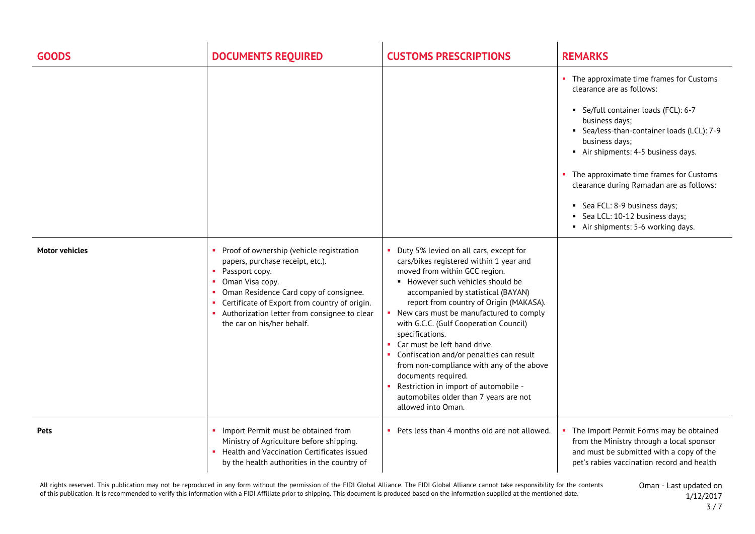| GOODS | DOCUMENTS REQUIRED | CUSTOMS PRESCRIPTIONS | REMARKS |
|---|---|---|---|
| | | | • The approximate time frames for Customs clearance are as follows:<br>▪ Se/full container loads (FCL): 6-7 business days;<br>▪ Sea/less-than-container loads (LCL): 7-9 business days;<br>▪ Air shipments: 4-5 business days.<br>• The approximate time frames for Customs clearance during Ramadan are as follows:<br>▪ Sea FCL: 8-9 business days;<br>▪ Sea LCL: 10-12 business days;<br>▪ Air shipments: 5-6 working days. |
| **Motor vehicles** | • Proof of ownership (vehicle registration papers, purchase receipt, etc.).<br>• Passport copy.<br>• Oman Visa copy.<br>• Oman Residence Card copy of consignee.<br>• Certificate of Export from country of origin.<br>• Authorization letter from consignee to clear the car on his/her behalf. | • Duty 5% levied on all cars, except for cars/bikes registered within 1 year and moved from within GCC region.<br>▪ However such vehicles should be accompanied by statistical (BAYAN) report from country of Origin (MAKASA).<br>• New cars must be manufactured to comply with G.C.C. (Gulf Cooperation Council) specifications.<br>• Car must be left hand drive.<br>• Confiscation and/or penalties can result from non-compliance with any of the above documents required.<br>• Restriction in import of automobile - automobiles older than 7 years are not allowed into Oman. | |
| **Pets** | • Import Permit must be obtained from Ministry of Agriculture before shipping.<br>• Health and Vaccination Certificates issued by the health authorities in the country of | • Pets less than 4 months old are not allowed. | • The Import Permit Forms may be obtained from the Ministry through a local sponsor and must be submitted with a copy of the pet's rabies vaccination record and health |

All rights reserved. This publication may not be reproduced in any form without the permission of the FIDI Global Alliance. The FIDI Global Alliance cannot take responsibility for the contents of this publication. It is recommended to verify this information with a FIDI Affiliate prior to shipping. This document is produced based on the information supplied at the mentioned date.

Oman - Last updated on 1/12/2017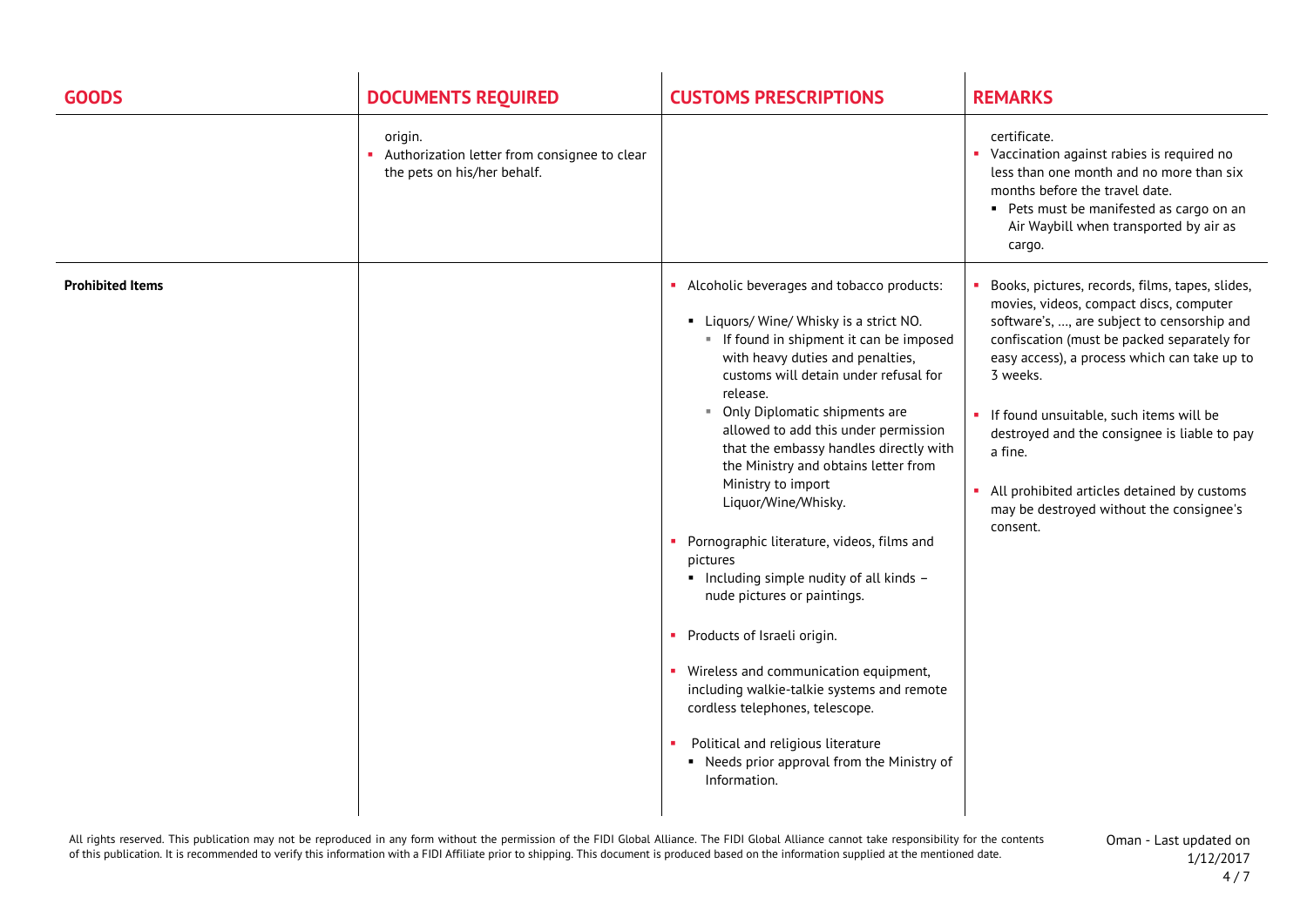| GOODS | DOCUMENTS REQUIRED | CUSTOMS PRESCRIPTIONS | REMARKS |
| --- | --- | --- | --- |
| | origin.<br>▪ Authorization letter from consignee to clear the pets on his/her behalf. | | certificate.<br>▪ Vaccination against rabies is required no less than one month and no more than six months before the travel date.<br>▪ Pets must be manifested as cargo on an Air Waybill when transported by air as cargo. |
| **Prohibited Items** | | ▪ Alcoholic beverages and tobacco products:<br>▪ Liquors/ Wine/ Whisky is a strict NO.<br>▪ If found in shipment it can be imposed with heavy duties and penalties, customs will detain under refusal for release.<br>▪ Only Diplomatic shipments are allowed to add this under permission that the embassy handles directly with the Ministry and obtains letter from Ministry to import Liquor/Wine/Whisky.<br>▪ Pornographic literature, videos, films and pictures<br>▪ Including simple nudity of all kinds – nude pictures or paintings.<br>▪ Products of Israeli origin.<br>▪ Wireless and communication equipment, including walkie-talkie systems and remote cordless telephones, telescope.<br>▪ Political and religious literature<br>▪ Needs prior approval from the Ministry of Information. | ▪ Books, pictures, records, films, tapes, slides, movies, videos, compact discs, computer software's, …, are subject to censorship and confiscation (must be packed separately for easy access), a process which can take up to 3 weeks.<br>▪ If found unsuitable, such items will be destroyed and the consignee is liable to pay a fine.<br>▪ All prohibited articles detained by customs may be destroyed without the consignee's consent. |

All rights reserved. This publication may not be reproduced in any form without the permission of the FIDI Global Alliance. The FIDI Global Alliance cannot take responsibility for the contents of this publication. It is recommended to verify this information with a FIDI Affiliate prior to shipping. This document is produced based on the information supplied at the mentioned date.

Oman - Last updated on 1/12/2017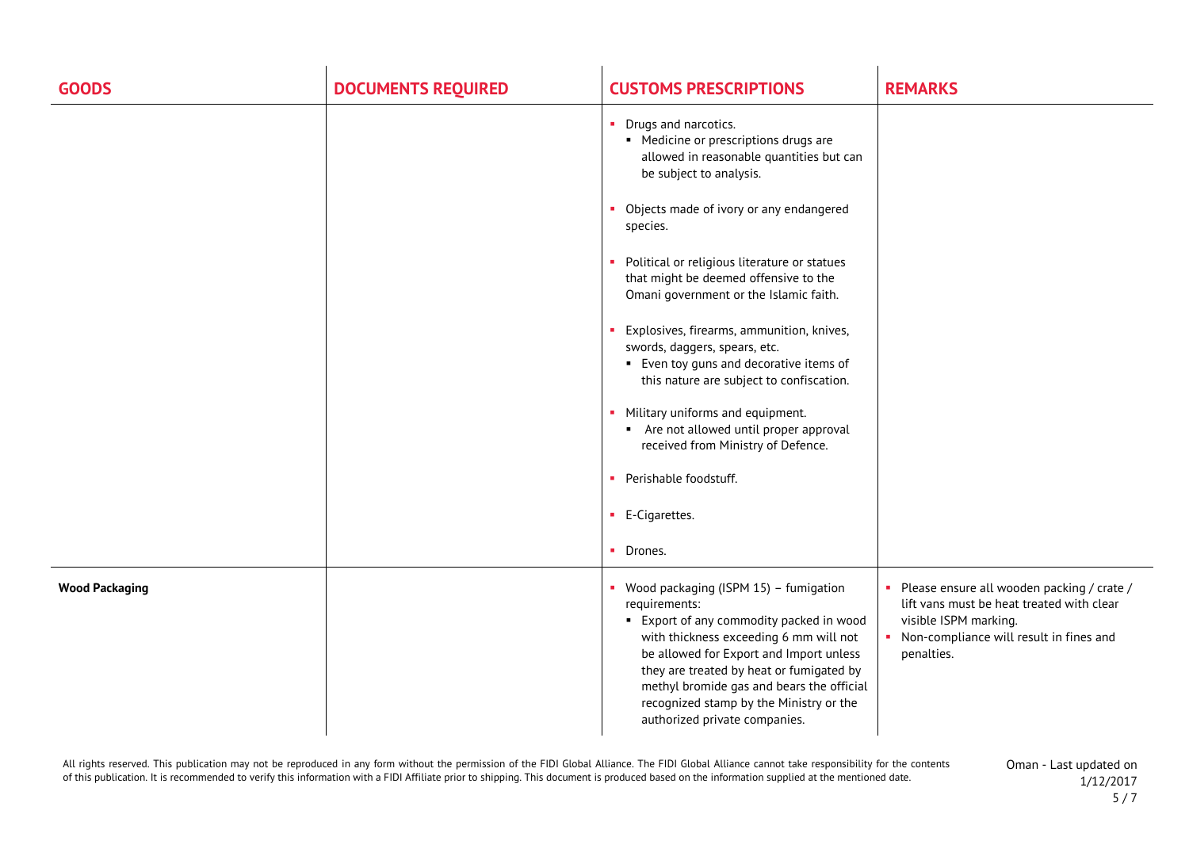| GOODS | DOCUMENTS REQUIRED | CUSTOMS PRESCRIPTIONS | REMARKS |
|---|---|---|---|
| | | • Drugs and narcotics.<br>&nbsp;&nbsp;▪ Medicine or prescriptions drugs are allowed in reasonable quantities but can be subject to analysis.<br><br>• Objects made of ivory or any endangered species.<br><br>• Political or religious literature or statues that might be deemed offensive to the Omani government or the Islamic faith.<br><br>• Explosives, firearms, ammunition, knives, swords, daggers, spears, etc.<br>&nbsp;&nbsp;▪ Even toy guns and decorative items of this nature are subject to confiscation.<br><br>• Military uniforms and equipment.<br>&nbsp;&nbsp;▪ Are not allowed until proper approval received from Ministry of Defence.<br><br>• Perishable foodstuff.<br><br>• E-Cigarettes.<br><br>• Drones. | |
| **Wood Packaging** | | • Wood packaging (ISPM 15) – fumigation requirements:<br>&nbsp;&nbsp;▪ Export of any commodity packed in wood with thickness exceeding 6 mm will not be allowed for Export and Import unless they are treated by heat or fumigated by methyl bromide gas and bears the official recognized stamp by the Ministry or the authorized private companies. | • Please ensure all wooden packing / crate / lift vans must be heat treated with clear visible ISPM marking.<br>• Non-compliance will result in fines and penalties. |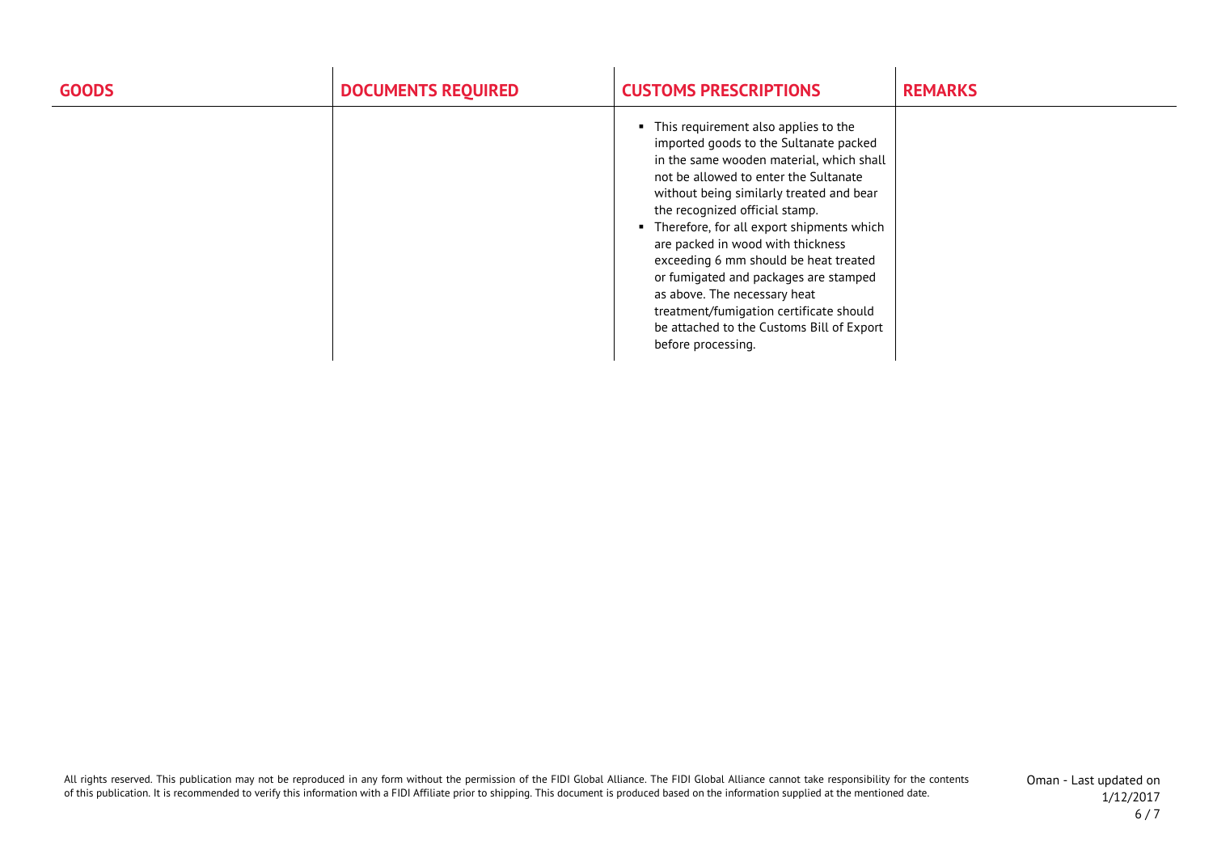| GOODS | DOCUMENTS REQUIRED | CUSTOMS PRESCRIPTIONS | REMARKS |
|---|---|---|---|
| | | ▪ This requirement also applies to the imported goods to the Sultanate packed in the same wooden material, which shall not be allowed to enter the Sultanate without being similarly treated and bear the recognized official stamp.<br>▪ Therefore, for all export shipments which are packed in wood with thickness exceeding 6 mm should be heat treated or fumigated and packages are stamped as above. The necessary heat treatment/fumigation certificate should be attached to the Customs Bill of Export before processing. | |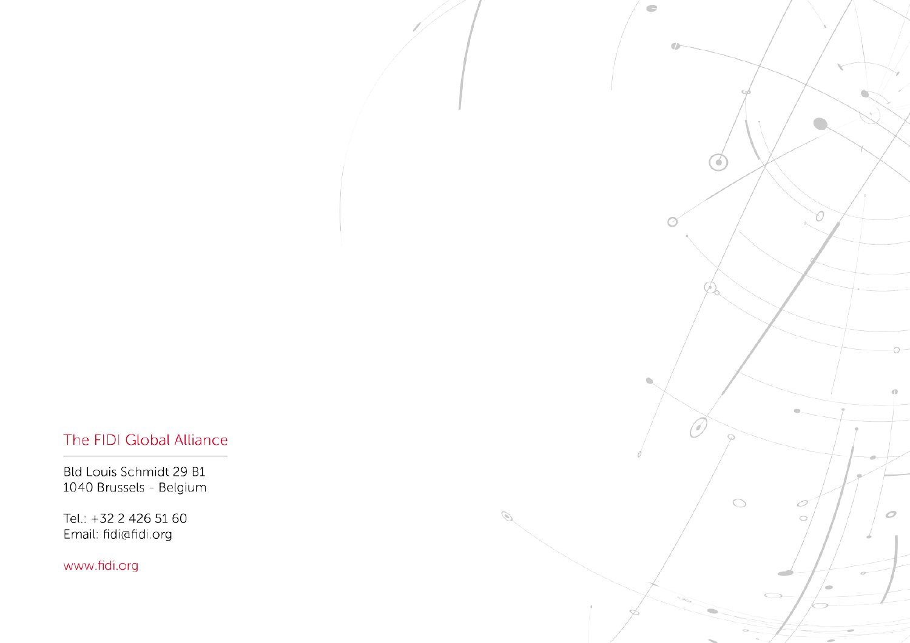The FIDI Global Alliance

Bld Louis Schmidt 29 B1
1040 Brussels - Belgium

Tel.: +32 2 426 51 60
Email: fidi@fidi.org

www.fidi.org